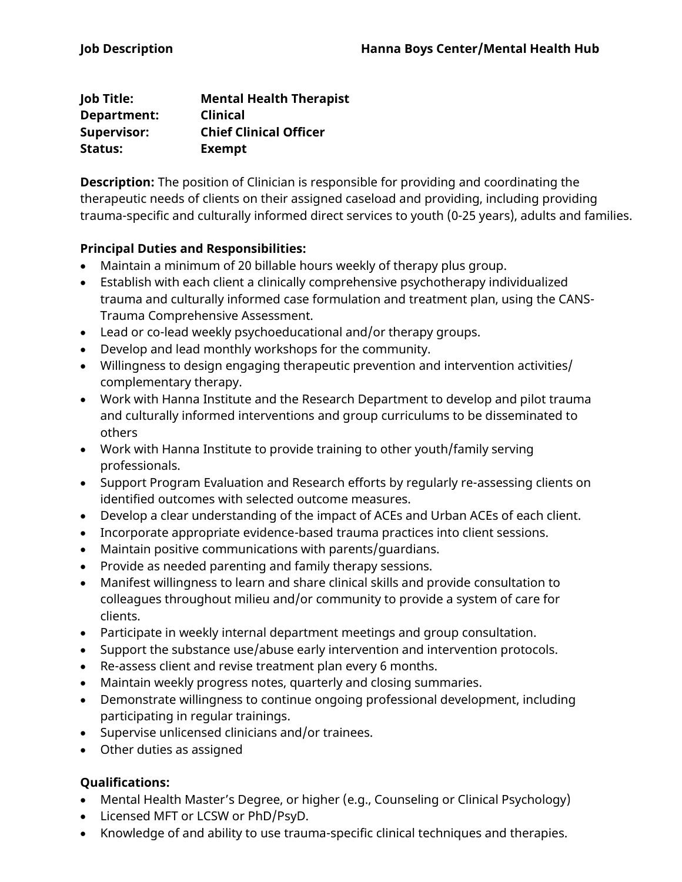**Job Description** **Hanna Boys Center/Mental Health Hub**

**Job Title:** **Mental Health Therapist**
**Department:** **Clinical**
**Supervisor:** **Chief Clinical Officer**
**Status:** **Exempt**

**Description:** The position of Clinician is responsible for providing and coordinating the therapeutic needs of clients on their assigned caseload and providing, including providing trauma-specific and culturally informed direct services to youth (0-25 years), adults and families.

**Principal Duties and Responsibilities:**

- Maintain a minimum of 20 billable hours weekly of therapy plus group.
- Establish with each client a clinically comprehensive psychotherapy individualized trauma and culturally informed case formulation and treatment plan, using the CANS-Trauma Comprehensive Assessment.
- Lead or co-lead weekly psychoeducational and/or therapy groups.
- Develop and lead monthly workshops for the community.
- Willingness to design engaging therapeutic prevention and intervention activities/ complementary therapy.
- Work with Hanna Institute and the Research Department to develop and pilot trauma and culturally informed interventions and group curriculums to be disseminated to others
- Work with Hanna Institute to provide training to other youth/family serving professionals.
- Support Program Evaluation and Research efforts by regularly re-assessing clients on identified outcomes with selected outcome measures.
- Develop a clear understanding of the impact of ACEs and Urban ACEs of each client.
- Incorporate appropriate evidence-based trauma practices into client sessions.
- Maintain positive communications with parents/guardians.
- Provide as needed parenting and family therapy sessions.
- Manifest willingness to learn and share clinical skills and provide consultation to colleagues throughout milieu and/or community to provide a system of care for clients.
- Participate in weekly internal department meetings and group consultation.
- Support the substance use/abuse early intervention and intervention protocols.
- Re-assess client and revise treatment plan every 6 months.
- Maintain weekly progress notes, quarterly and closing summaries.
- Demonstrate willingness to continue ongoing professional development, including participating in regular trainings.
- Supervise unlicensed clinicians and/or trainees.
- Other duties as assigned

**Qualifications:**

- Mental Health Master's Degree, or higher (e.g., Counseling or Clinical Psychology)
- Licensed MFT or LCSW or PhD/PsyD.
- Knowledge of and ability to use trauma-specific clinical techniques and therapies.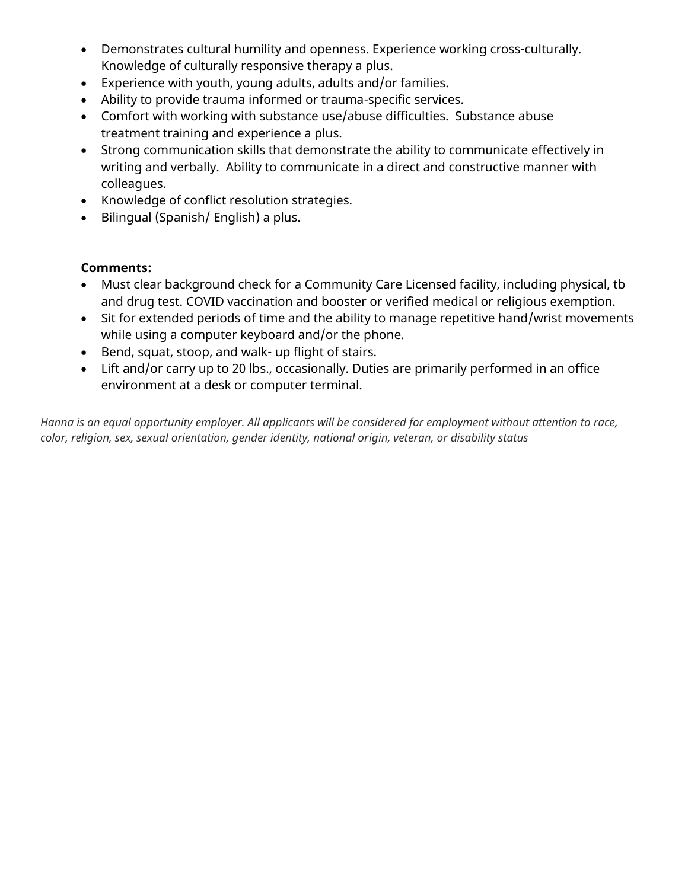- Demonstrates cultural humility and openness. Experience working cross-culturally. Knowledge of culturally responsive therapy a plus.
- Experience with youth, young adults, adults and/or families.
- Ability to provide trauma informed or trauma-specific services.
- Comfort with working with substance use/abuse difficulties. Substance abuse treatment training and experience a plus.
- Strong communication skills that demonstrate the ability to communicate effectively in writing and verbally. Ability to communicate in a direct and constructive manner with colleagues.
- Knowledge of conflict resolution strategies.
- Bilingual (Spanish/ English) a plus.

**Comments:**

- Must clear background check for a Community Care Licensed facility, including physical, tb and drug test. COVID vaccination and booster or verified medical or religious exemption.
- Sit for extended periods of time and the ability to manage repetitive hand/wrist movements while using a computer keyboard and/or the phone.
- Bend, squat, stoop, and walk- up flight of stairs.
- Lift and/or carry up to 20 lbs., occasionally. Duties are primarily performed in an office environment at a desk or computer terminal.

*Hanna is an equal opportunity employer. All applicants will be considered for employment without attention to race, color, religion, sex, sexual orientation, gender identity, national origin, veteran, or disability status*